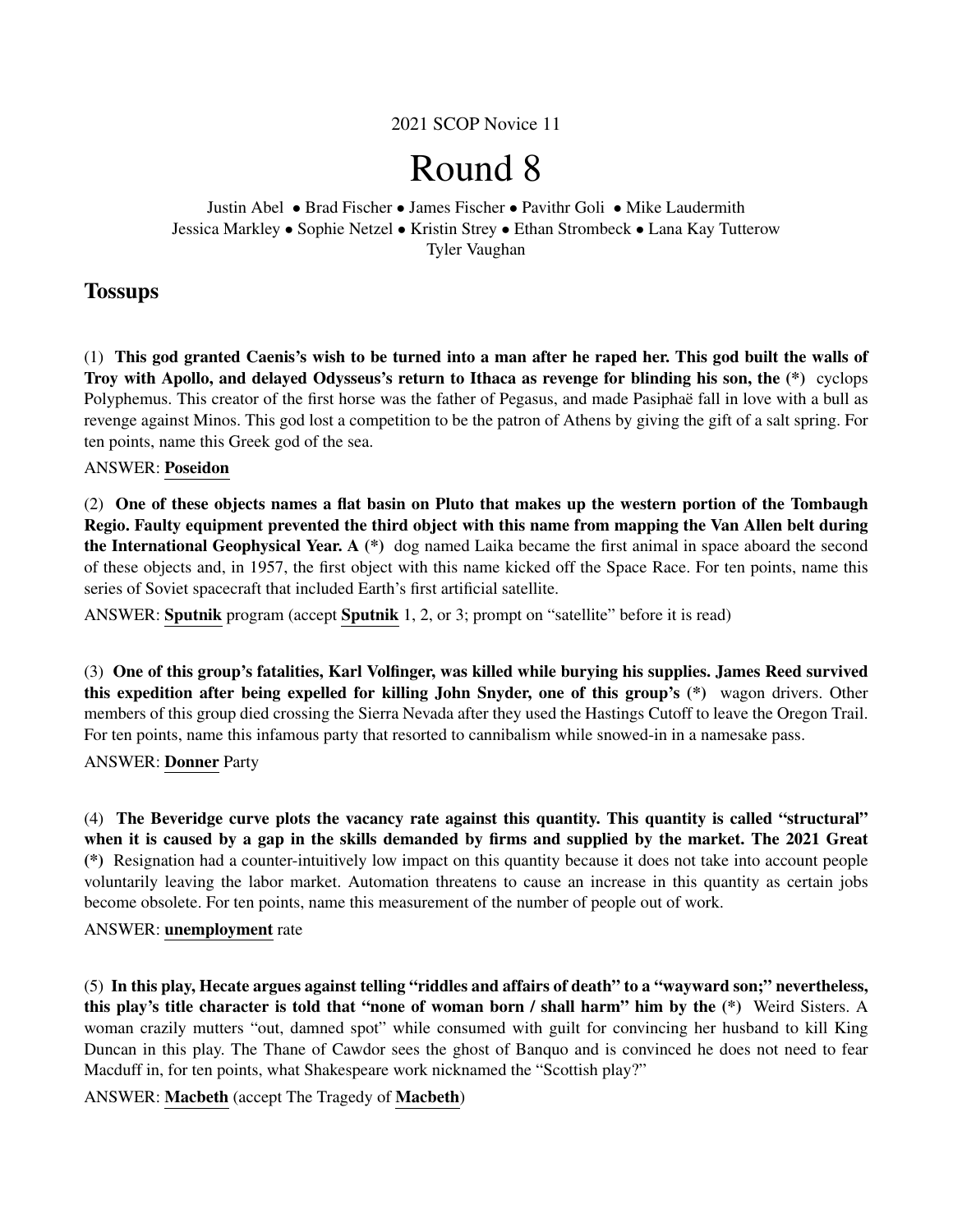2021 SCOP Novice 11

# Round 8

Justin Abel • Brad Fischer • James Fischer • Pavithr Goli • Mike Laudermith
Jessica Markley • Sophie Netzel • Kristin Strey • Ethan Strombeck • Lana Kay Tutterow
Tyler Vaughan

## Tossups

(1) **This god granted Caenis's wish to be turned into a man after he raped her. This god built the walls of Troy with Apollo, and delayed Odysseus's return to Ithaca as revenge for blinding his son, the (*)** cyclops Polyphemus. This creator of the first horse was the father of Pegasus, and made Pasiphaë fall in love with a bull as revenge against Minos. This god lost a competition to be the patron of Athens by giving the gift of a salt spring. For ten points, name this Greek god of the sea.

ANSWER: **Poseidon**

(2) **One of these objects names a flat basin on Pluto that makes up the western portion of the Tombaugh Regio. Faulty equipment prevented the third object with this name from mapping the Van Allen belt during the International Geophysical Year. A (*)** dog named Laika became the first animal in space aboard the second of these objects and, in 1957, the first object with this name kicked off the Space Race. For ten points, name this series of Soviet spacecraft that included Earth's first artificial satellite.

ANSWER: **Sputnik** program (accept **Sputnik** 1, 2, or 3; prompt on "satellite" before it is read)

(3) **One of this group's fatalities, Karl Volfinger, was killed while burying his supplies. James Reed survived this expedition after being expelled for killing John Snyder, one of this group's (*)** wagon drivers. Other members of this group died crossing the Sierra Nevada after they used the Hastings Cutoff to leave the Oregon Trail. For ten points, name this infamous party that resorted to cannibalism while snowed-in in a namesake pass.

ANSWER: **Donner** Party

(4) **The Beveridge curve plots the vacancy rate against this quantity. This quantity is called "structural" when it is caused by a gap in the skills demanded by firms and supplied by the market. The 2021 Great (*)** Resignation had a counter-intuitively low impact on this quantity because it does not take into account people voluntarily leaving the labor market. Automation threatens to cause an increase in this quantity as certain jobs become obsolete. For ten points, name this measurement of the number of people out of work.

ANSWER: **unemployment** rate

(5) **In this play, Hecate argues against telling "riddles and affairs of death" to a "wayward son;" nevertheless, this play's title character is told that "none of woman born / shall harm" him by the (*)** Weird Sisters. A woman crazily mutters "out, damned spot" while consumed with guilt for convincing her husband to kill King Duncan in this play. The Thane of Cawdor sees the ghost of Banquo and is convinced he does not need to fear Macduff in, for ten points, what Shakespeare work nicknamed the "Scottish play?"

ANSWER: **Macbeth** (accept The Tragedy of **Macbeth**)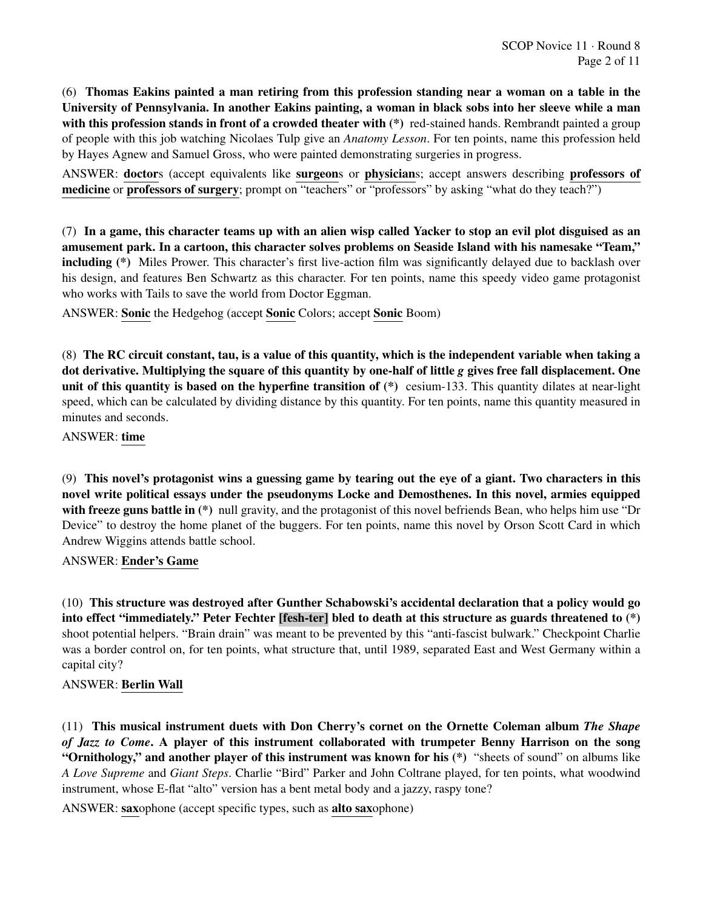(6) **Thomas Eakins painted a man retiring from this profession standing near a woman on a table in the University of Pennsylvania. In another Eakins painting, a woman in black sobs into her sleeve while a man with this profession stands in front of a crowded theater with (*)** red-stained hands. Rembrandt painted a group of people with this job watching Nicolaes Tulp give an *Anatomy Lesson*. For ten points, name this profession held by Hayes Agnew and Samuel Gross, who were painted demonstrating surgeries in progress.

ANSWER: **doctor**s (accept equivalents like **surgeon**s or **physician**s; accept answers describing **professors of medicine** or **professors of surgery**; prompt on "teachers" or "professors" by asking "what do they teach?")

(7) **In a game, this character teams up with an alien wisp called Yacker to stop an evil plot disguised as an amusement park. In a cartoon, this character solves problems on Seaside Island with his namesake "Team," including (*)** Miles Prower. This character's first live-action film was significantly delayed due to backlash over his design, and features Ben Schwartz as this character. For ten points, name this speedy video game protagonist who works with Tails to save the world from Doctor Eggman.

ANSWER: **Sonic** the Hedgehog (accept **Sonic** Colors; accept **Sonic** Boom)

(8) **The RC circuit constant, tau, is a value of this quantity, which is the independent variable when taking a dot derivative. Multiplying the square of this quantity by one-half of little *g* gives free fall displacement. One unit of this quantity is based on the hyperfine transition of (*)** cesium-133. This quantity dilates at near-light speed, which can be calculated by dividing distance by this quantity. For ten points, name this quantity measured in minutes and seconds.

ANSWER: **time**

(9) **This novel's protagonist wins a guessing game by tearing out the eye of a giant. Two characters in this novel write political essays under the pseudonyms Locke and Demosthenes. In this novel, armies equipped with freeze guns battle in (*)** null gravity, and the protagonist of this novel befriends Bean, who helps him use "Dr Device" to destroy the home planet of the buggers. For ten points, name this novel by Orson Scott Card in which Andrew Wiggins attends battle school.

ANSWER: **Ender's Game**

(10) **This structure was destroyed after Gunther Schabowski's accidental declaration that a policy would go into effect "immediately." Peter Fechter [fesh-ter] bled to death at this structure as guards threatened to (*)** shoot potential helpers. "Brain drain" was meant to be prevented by this "anti-fascist bulwark." Checkpoint Charlie was a border control on, for ten points, what structure that, until 1989, separated East and West Germany within a capital city?

ANSWER: **Berlin Wall**

(11) **This musical instrument duets with Don Cherry's cornet on the Ornette Coleman album *The Shape of Jazz to Come*. A player of this instrument collaborated with trumpeter Benny Harrison on the song "Ornithology," and another player of this instrument was known for his (*)** "sheets of sound" on albums like *A Love Supreme* and *Giant Steps*. Charlie "Bird" Parker and John Coltrane played, for ten points, what woodwind instrument, whose E-flat "alto" version has a bent metal body and a jazzy, raspy tone?

ANSWER: **sax**ophone (accept specific types, such as **alto sax**ophone)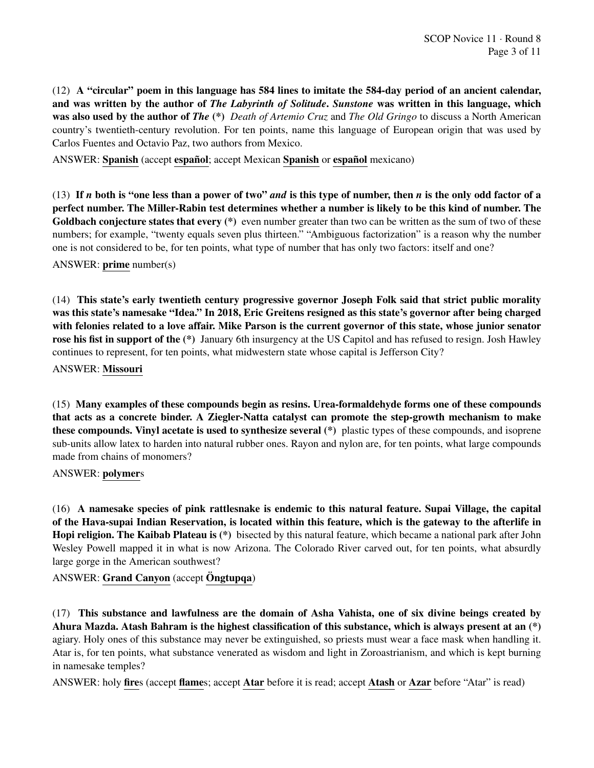(12) **A "circular" poem in this language has 584 lines to imitate the 584-day period of an ancient calendar, and was written by the author of *The Labyrinth of Solitude*. *Sunstone* was written in this language, which was also used by the author of *The* (\*)** *Death of Artemio Cruz* and *The Old Gringo* to discuss a North American country's twentieth-century revolution. For ten points, name this language of European origin that was used by Carlos Fuentes and Octavio Paz, two authors from Mexico.

ANSWER: **Spanish** (accept **español**; accept Mexican **Spanish** or **español** mexicano)

(13) **If *n* both is "one less than a power of two" *and* is this type of number, then *n* is the only odd factor of a perfect number. The Miller-Rabin test determines whether a number is likely to be this kind of number. The Goldbach conjecture states that every (\*)** even number greater than two can be written as the sum of two of these numbers; for example, "twenty equals seven plus thirteen." "Ambiguous factorization" is a reason why the number one is not considered to be, for ten points, what type of number that has only two factors: itself and one?

ANSWER: **prime** number(s)

(14) **This state's early twentieth century progressive governor Joseph Folk said that strict public morality was this state's namesake "Idea." In 2018, Eric Greitens resigned as this state's governor after being charged with felonies related to a love affair. Mike Parson is the current governor of this state, whose junior senator rose his fist in support of the (\*)** January 6th insurgency at the US Capitol and has refused to resign. Josh Hawley continues to represent, for ten points, what midwestern state whose capital is Jefferson City?

ANSWER: **Missouri**

(15) **Many examples of these compounds begin as resins. Urea-formaldehyde forms one of these compounds that acts as a concrete binder. A Ziegler-Natta catalyst can promote the step-growth mechanism to make these compounds. Vinyl acetate is used to synthesize several (\*)** plastic types of these compounds, and isoprene sub-units allow latex to harden into natural rubber ones. Rayon and nylon are, for ten points, what large compounds made from chains of monomers?

ANSWER: **polymer**s

(16) **A namesake species of pink rattlesnake is endemic to this natural feature. Supai Village, the capital of the Hava-supai Indian Reservation, is located within this feature, which is the gateway to the afterlife in Hopi religion. The Kaibab Plateau is (\*)** bisected by this natural feature, which became a national park after John Wesley Powell mapped it in what is now Arizona. The Colorado River carved out, for ten points, what absurdly large gorge in the American southwest?

ANSWER: **Grand Canyon** (accept **Öngtupqa**)

(17) **This substance and lawfulness are the domain of Asha Vahista, one of six divine beings created by Ahura Mazda. Atash Bahram is the highest classification of this substance, which is always present at an (\*)** agiary. Holy ones of this substance may never be extinguished, so priests must wear a face mask when handling it. Atar is, for ten points, what substance venerated as wisdom and light in Zoroastrianism, and which is kept burning in namesake temples?

ANSWER: holy **fire**s (accept **flame**s; accept **Atar** before it is read; accept **Atash** or **Azar** before "Atar" is read)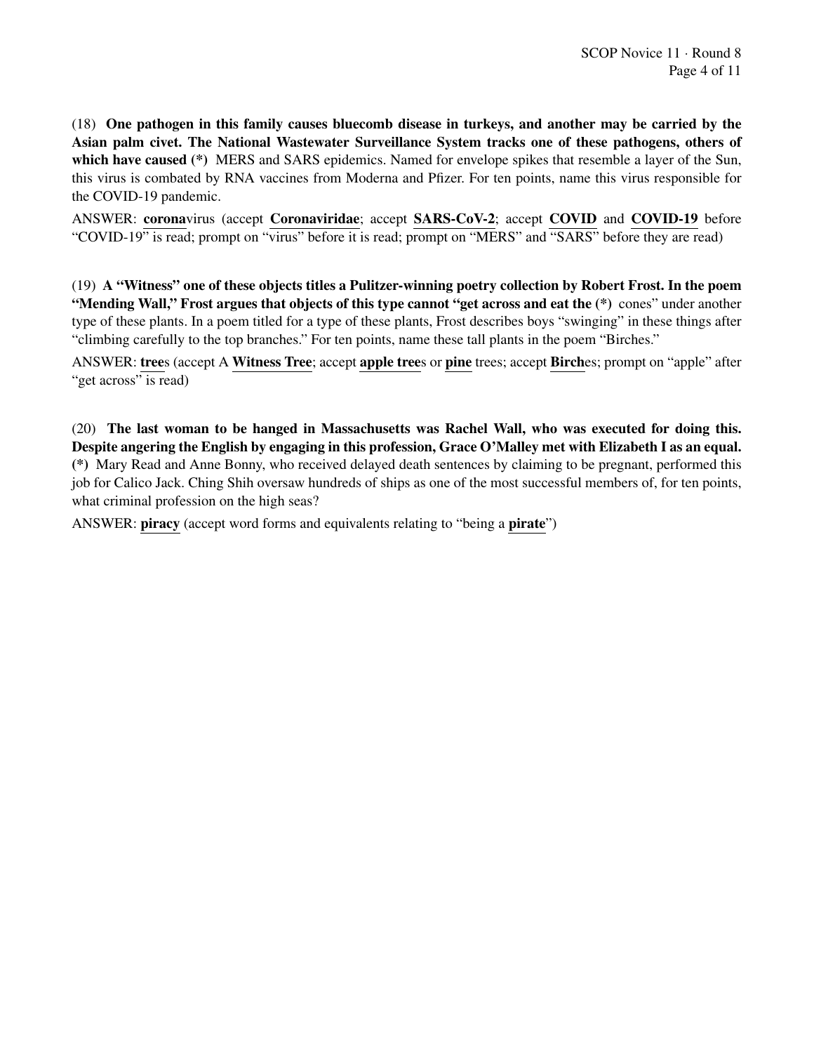(18) **One pathogen in this family causes bluecomb disease in turkeys, and another may be carried by the Asian palm civet. The National Wastewater Surveillance System tracks one of these pathogens, others of which have caused (*)** MERS and SARS epidemics. Named for envelope spikes that resemble a layer of the Sun, this virus is combated by RNA vaccines from Moderna and Pfizer. For ten points, name this virus responsible for the COVID-19 pandemic.

ANSWER: **corona**virus (accept **Coronaviridae**; accept **SARS-CoV-2**; accept **COVID** and **COVID-19** before "COVID-19" is read; prompt on "virus" before it is read; prompt on "MERS" and "SARS" before they are read)

(19) **A "Witness" one of these objects titles a Pulitzer-winning poetry collection by Robert Frost. In the poem "Mending Wall," Frost argues that objects of this type cannot "get across and eat the (*)** cones" under another type of these plants. In a poem titled for a type of these plants, Frost describes boys "swinging" in these things after "climbing carefully to the top branches." For ten points, name these tall plants in the poem "Birches."

ANSWER: **tree**s (accept A **Witness Tree**; accept **apple tree**s or **pine** trees; accept **Birch**es; prompt on "apple" after "get across" is read)

(20) **The last woman to be hanged in Massachusetts was Rachel Wall, who was executed for doing this. Despite angering the English by engaging in this profession, Grace O'Malley met with Elizabeth I as an equal. (*)** Mary Read and Anne Bonny, who received delayed death sentences by claiming to be pregnant, performed this job for Calico Jack. Ching Shih oversaw hundreds of ships as one of the most successful members of, for ten points, what criminal profession on the high seas?

ANSWER: **piracy** (accept word forms and equivalents relating to "being a **pirate**")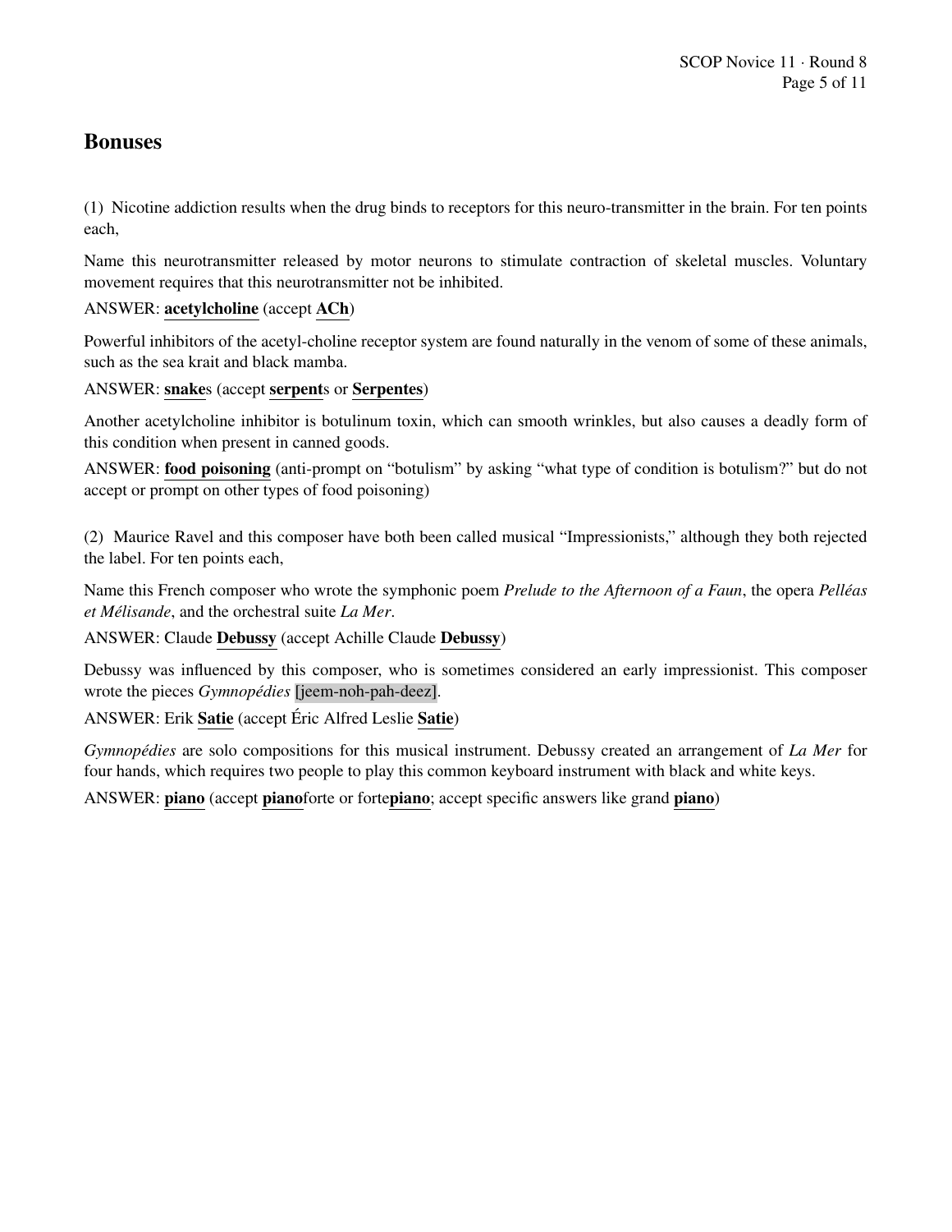## Bonuses

(1) Nicotine addiction results when the drug binds to receptors for this neuro-transmitter in the brain. For ten points each,

Name this neurotransmitter released by motor neurons to stimulate contraction of skeletal muscles. Voluntary movement requires that this neurotransmitter not be inhibited.

ANSWER: **acetylcholine** (accept **ACh**)

Powerful inhibitors of the acetyl-choline receptor system are found naturally in the venom of some of these animals, such as the sea krait and black mamba.

ANSWER: **snake**s (accept **serpent**s or **Serpentes**)

Another acetylcholine inhibitor is botulinum toxin, which can smooth wrinkles, but also causes a deadly form of this condition when present in canned goods.

ANSWER: **food poisoning** (anti-prompt on "botulism" by asking "what type of condition is botulism?" but do not accept or prompt on other types of food poisoning)

(2) Maurice Ravel and this composer have both been called musical "Impressionists," although they both rejected the label. For ten points each,

Name this French composer who wrote the symphonic poem *Prelude to the Afternoon of a Faun*, the opera *Pelléas et Mélisande*, and the orchestral suite *La Mer*.

ANSWER: Claude **Debussy** (accept Achille Claude **Debussy**)

Debussy was influenced by this composer, who is sometimes considered an early impressionist. This composer wrote the pieces *Gymnopédies* [jeem-noh-pah-deez].

ANSWER: Erik **Satie** (accept Éric Alfred Leslie **Satie**)

*Gymnopédies* are solo compositions for this musical instrument. Debussy created an arrangement of *La Mer* for four hands, which requires two people to play this common keyboard instrument with black and white keys.

ANSWER: **piano** (accept **piano**forte or forte**piano**; accept specific answers like grand **piano**)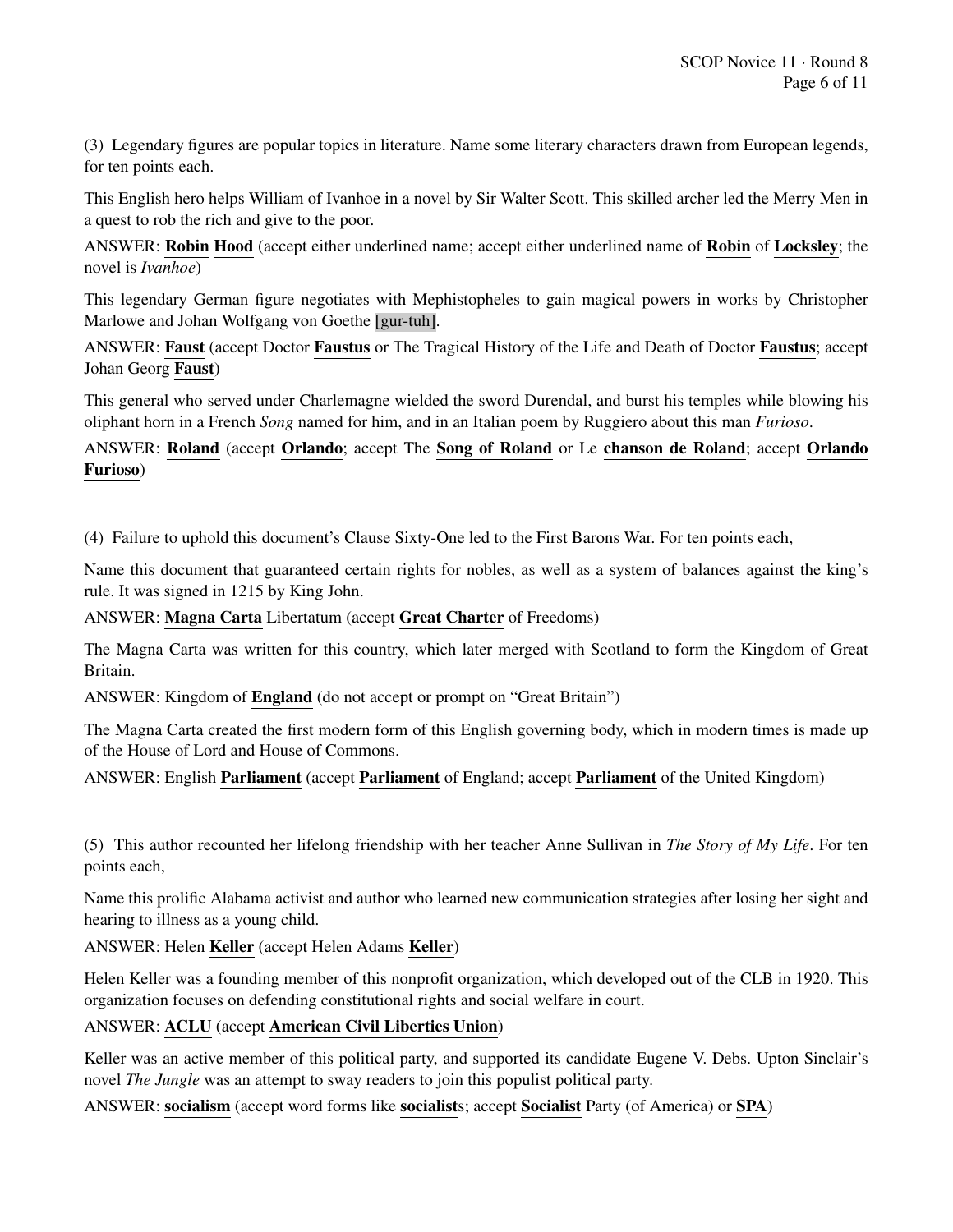(3) Legendary figures are popular topics in literature. Name some literary characters drawn from European legends, for ten points each.

This English hero helps William of Ivanhoe in a novel by Sir Walter Scott. This skilled archer led the Merry Men in a quest to rob the rich and give to the poor.

ANSWER: **Robin Hood** (accept either underlined name; accept either underlined name of **Robin** of **Locksley**; the novel is *Ivanhoe*)

This legendary German figure negotiates with Mephistopheles to gain magical powers in works by Christopher Marlowe and Johan Wolfgang von Goethe [gur-tuh].

ANSWER: **Faust** (accept Doctor **Faustus** or The Tragical History of the Life and Death of Doctor **Faustus**; accept Johan Georg **Faust**)

This general who served under Charlemagne wielded the sword Durendal, and burst his temples while blowing his oliphant horn in a French *Song* named for him, and in an Italian poem by Ruggiero about this man *Furioso*.

ANSWER: **Roland** (accept **Orlando**; accept The **Song of Roland** or Le **chanson de Roland**; accept **Orlando Furioso**)

(4) Failure to uphold this document's Clause Sixty-One led to the First Barons War. For ten points each,

Name this document that guaranteed certain rights for nobles, as well as a system of balances against the king's rule. It was signed in 1215 by King John.

ANSWER: **Magna Carta** Libertatum (accept **Great Charter** of Freedoms)

The Magna Carta was written for this country, which later merged with Scotland to form the Kingdom of Great Britain.

ANSWER: Kingdom of **England** (do not accept or prompt on "Great Britain")

The Magna Carta created the first modern form of this English governing body, which in modern times is made up of the House of Lord and House of Commons.

ANSWER: English **Parliament** (accept **Parliament** of England; accept **Parliament** of the United Kingdom)

(5) This author recounted her lifelong friendship with her teacher Anne Sullivan in *The Story of My Life*. For ten points each,

Name this prolific Alabama activist and author who learned new communication strategies after losing her sight and hearing to illness as a young child.

ANSWER: Helen **Keller** (accept Helen Adams **Keller**)

Helen Keller was a founding member of this nonprofit organization, which developed out of the CLB in 1920. This organization focuses on defending constitutional rights and social welfare in court.

ANSWER: **ACLU** (accept **American Civil Liberties Union**)

Keller was an active member of this political party, and supported its candidate Eugene V. Debs. Upton Sinclair's novel *The Jungle* was an attempt to sway readers to join this populist political party.

ANSWER: **socialism** (accept word forms like **socialist**s; accept **Socialist** Party (of America) or **SPA**)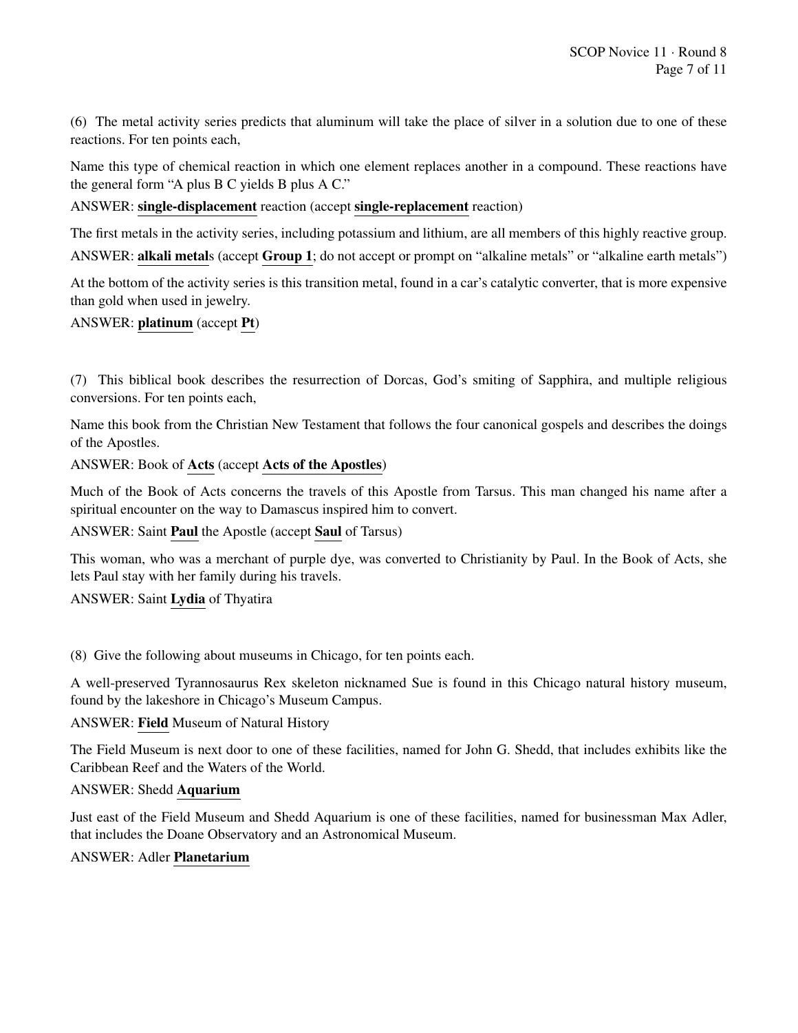(6) The metal activity series predicts that aluminum will take the place of silver in a solution due to one of these reactions. For ten points each,

Name this type of chemical reaction in which one element replaces another in a compound. These reactions have the general form "A plus B C yields B plus A C."

ANSWER: **single-displacement** reaction (accept **single-replacement** reaction)

The first metals in the activity series, including potassium and lithium, are all members of this highly reactive group.

ANSWER: **alkali metal**s (accept **Group 1**; do not accept or prompt on "alkaline metals" or "alkaline earth metals")

At the bottom of the activity series is this transition metal, found in a car's catalytic converter, that is more expensive than gold when used in jewelry.

ANSWER: **platinum** (accept **Pt**)

(7) This biblical book describes the resurrection of Dorcas, God's smiting of Sapphira, and multiple religious conversions. For ten points each,

Name this book from the Christian New Testament that follows the four canonical gospels and describes the doings of the Apostles.

ANSWER: Book of **Acts** (accept **Acts of the Apostles**)

Much of the Book of Acts concerns the travels of this Apostle from Tarsus. This man changed his name after a spiritual encounter on the way to Damascus inspired him to convert.

ANSWER: Saint **Paul** the Apostle (accept **Saul** of Tarsus)

This woman, who was a merchant of purple dye, was converted to Christianity by Paul. In the Book of Acts, she lets Paul stay with her family during his travels.

ANSWER: Saint **Lydia** of Thyatira

(8) Give the following about museums in Chicago, for ten points each.

A well-preserved Tyrannosaurus Rex skeleton nicknamed Sue is found in this Chicago natural history museum, found by the lakeshore in Chicago's Museum Campus.

ANSWER: **Field** Museum of Natural History

The Field Museum is next door to one of these facilities, named for John G. Shedd, that includes exhibits like the Caribbean Reef and the Waters of the World.

ANSWER: Shedd **Aquarium**

Just east of the Field Museum and Shedd Aquarium is one of these facilities, named for businessman Max Adler, that includes the Doane Observatory and an Astronomical Museum.

ANSWER: Adler **Planetarium**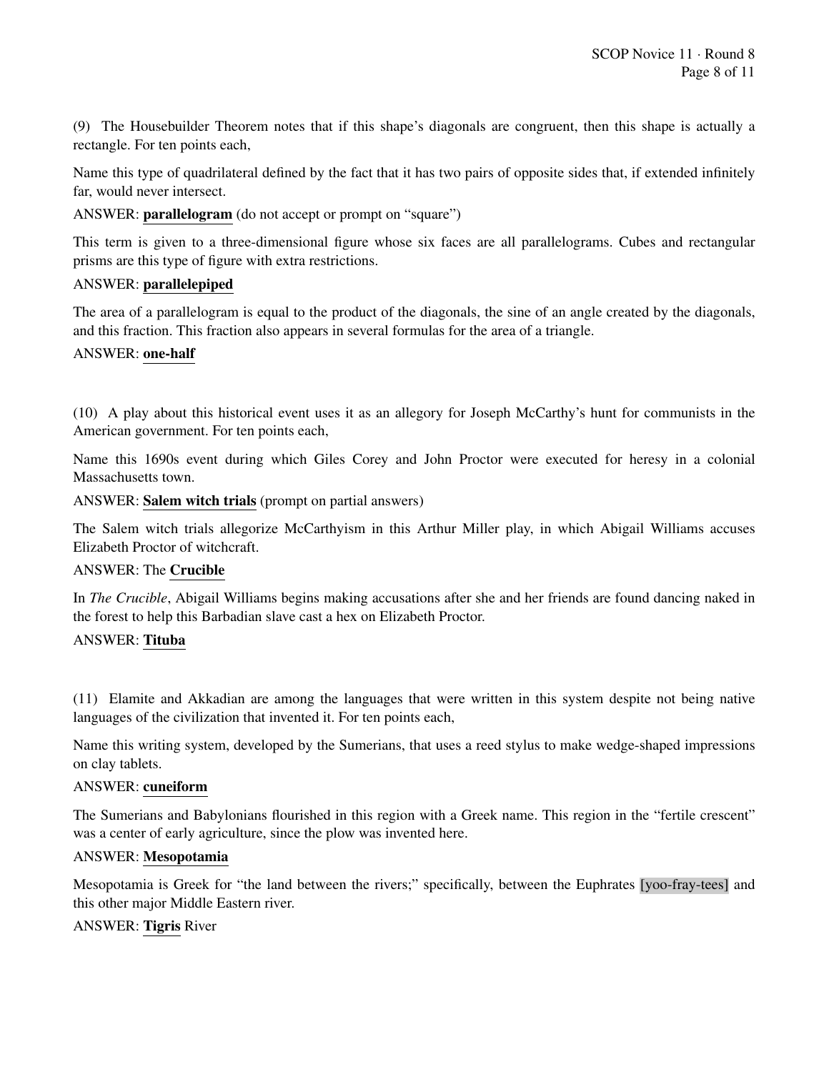(9) The Housebuilder Theorem notes that if this shape's diagonals are congruent, then this shape is actually a rectangle. For ten points each,

Name this type of quadrilateral defined by the fact that it has two pairs of opposite sides that, if extended infinitely far, would never intersect.

ANSWER: **parallelogram** (do not accept or prompt on "square")

This term is given to a three-dimensional figure whose six faces are all parallelograms. Cubes and rectangular prisms are this type of figure with extra restrictions.

ANSWER: **parallelepiped**

The area of a parallelogram is equal to the product of the diagonals, the sine of an angle created by the diagonals, and this fraction. This fraction also appears in several formulas for the area of a triangle.

ANSWER: **one-half**

(10) A play about this historical event uses it as an allegory for Joseph McCarthy's hunt for communists in the American government. For ten points each,

Name this 1690s event during which Giles Corey and John Proctor were executed for heresy in a colonial Massachusetts town.

ANSWER: **Salem witch trials** (prompt on partial answers)

The Salem witch trials allegorize McCarthyism in this Arthur Miller play, in which Abigail Williams accuses Elizabeth Proctor of witchcraft.

ANSWER: The **Crucible**

In *The Crucible*, Abigail Williams begins making accusations after she and her friends are found dancing naked in the forest to help this Barbadian slave cast a hex on Elizabeth Proctor.

ANSWER: **Tituba**

(11) Elamite and Akkadian are among the languages that were written in this system despite not being native languages of the civilization that invented it. For ten points each,

Name this writing system, developed by the Sumerians, that uses a reed stylus to make wedge-shaped impressions on clay tablets.

ANSWER: **cuneiform**

The Sumerians and Babylonians flourished in this region with a Greek name. This region in the "fertile crescent" was a center of early agriculture, since the plow was invented here.

ANSWER: **Mesopotamia**

Mesopotamia is Greek for "the land between the rivers;" specifically, between the Euphrates [yoo-fray-tees] and this other major Middle Eastern river.

ANSWER: **Tigris** River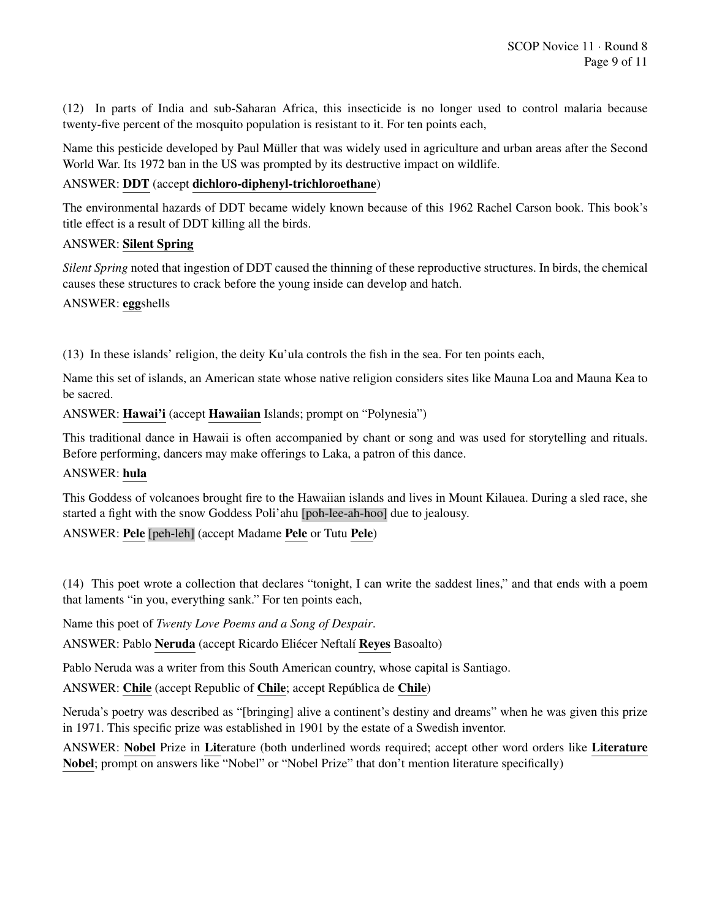(12) In parts of India and sub-Saharan Africa, this insecticide is no longer used to control malaria because twenty-five percent of the mosquito population is resistant to it. For ten points each,

Name this pesticide developed by Paul Müller that was widely used in agriculture and urban areas after the Second World War. Its 1972 ban in the US was prompted by its destructive impact on wildlife.

ANSWER: **DDT** (accept **dichloro-diphenyl-trichloroethane**)

The environmental hazards of DDT became widely known because of this 1962 Rachel Carson book. This book's title effect is a result of DDT killing all the birds.

ANSWER: **Silent Spring**

*Silent Spring* noted that ingestion of DDT caused the thinning of these reproductive structures. In birds, the chemical causes these structures to crack before the young inside can develop and hatch.

ANSWER: **egg**shells

(13) In these islands' religion, the deity Ku'ula controls the fish in the sea. For ten points each,

Name this set of islands, an American state whose native religion considers sites like Mauna Loa and Mauna Kea to be sacred.

ANSWER: **Hawai'i** (accept **Hawaiian** Islands; prompt on "Polynesia")

This traditional dance in Hawaii is often accompanied by chant or song and was used for storytelling and rituals. Before performing, dancers may make offerings to Laka, a patron of this dance.

ANSWER: **hula**

This Goddess of volcanoes brought fire to the Hawaiian islands and lives in Mount Kilauea. During a sled race, she started a fight with the snow Goddess Poli'ahu [poh-lee-ah-hoo] due to jealousy.

ANSWER: **Pele** [peh-leh] (accept Madame **Pele** or Tutu **Pele**)

(14) This poet wrote a collection that declares "tonight, I can write the saddest lines," and that ends with a poem that laments "in you, everything sank." For ten points each,

Name this poet of *Twenty Love Poems and a Song of Despair*.

ANSWER: Pablo **Neruda** (accept Ricardo Eliécer Neftalí **Reyes** Basoalto)

Pablo Neruda was a writer from this South American country, whose capital is Santiago.

ANSWER: **Chile** (accept Republic of **Chile**; accept República de **Chile**)

Neruda's poetry was described as "[bringing] alive a continent's destiny and dreams" when he was given this prize in 1971. This specific prize was established in 1901 by the estate of a Swedish inventor.

ANSWER: **Nobel** Prize in **Lit**erature (both underlined words required; accept other word orders like **Literature Nobel**; prompt on answers like "Nobel" or "Nobel Prize" that don't mention literature specifically)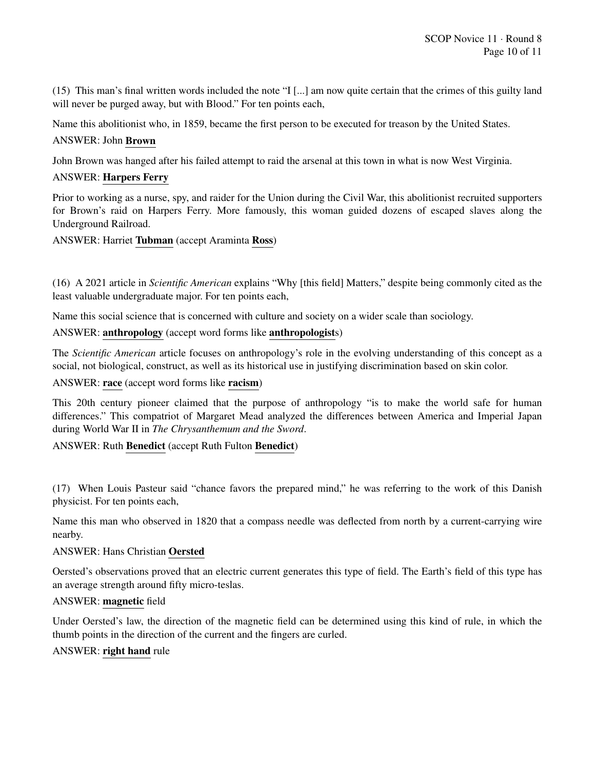(15) This man's final written words included the note "I [...] am now quite certain that the crimes of this guilty land will never be purged away, but with Blood." For ten points each,

Name this abolitionist who, in 1859, became the first person to be executed for treason by the United States.

ANSWER: John **Brown**

John Brown was hanged after his failed attempt to raid the arsenal at this town in what is now West Virginia.

ANSWER: **Harpers Ferry**

Prior to working as a nurse, spy, and raider for the Union during the Civil War, this abolitionist recruited supporters for Brown's raid on Harpers Ferry. More famously, this woman guided dozens of escaped slaves along the Underground Railroad.

ANSWER: Harriet **Tubman** (accept Araminta **Ross**)

(16) A 2021 article in *Scientific American* explains "Why [this field] Matters," despite being commonly cited as the least valuable undergraduate major. For ten points each,

Name this social science that is concerned with culture and society on a wider scale than sociology.

ANSWER: **anthropology** (accept word forms like **anthropologist**s)

The *Scientific American* article focuses on anthropology's role in the evolving understanding of this concept as a social, not biological, construct, as well as its historical use in justifying discrimination based on skin color.

ANSWER: **race** (accept word forms like **racism**)

This 20th century pioneer claimed that the purpose of anthropology "is to make the world safe for human differences." This compatriot of Margaret Mead analyzed the differences between America and Imperial Japan during World War II in *The Chrysanthemum and the Sword*.

ANSWER: Ruth **Benedict** (accept Ruth Fulton **Benedict**)

(17) When Louis Pasteur said "chance favors the prepared mind," he was referring to the work of this Danish physicist. For ten points each,

Name this man who observed in 1820 that a compass needle was deflected from north by a current-carrying wire nearby.

ANSWER: Hans Christian **Oersted**

Oersted's observations proved that an electric current generates this type of field. The Earth's field of this type has an average strength around fifty micro-teslas.

ANSWER: **magnetic** field

Under Oersted's law, the direction of the magnetic field can be determined using this kind of rule, in which the thumb points in the direction of the current and the fingers are curled.

ANSWER: **right hand** rule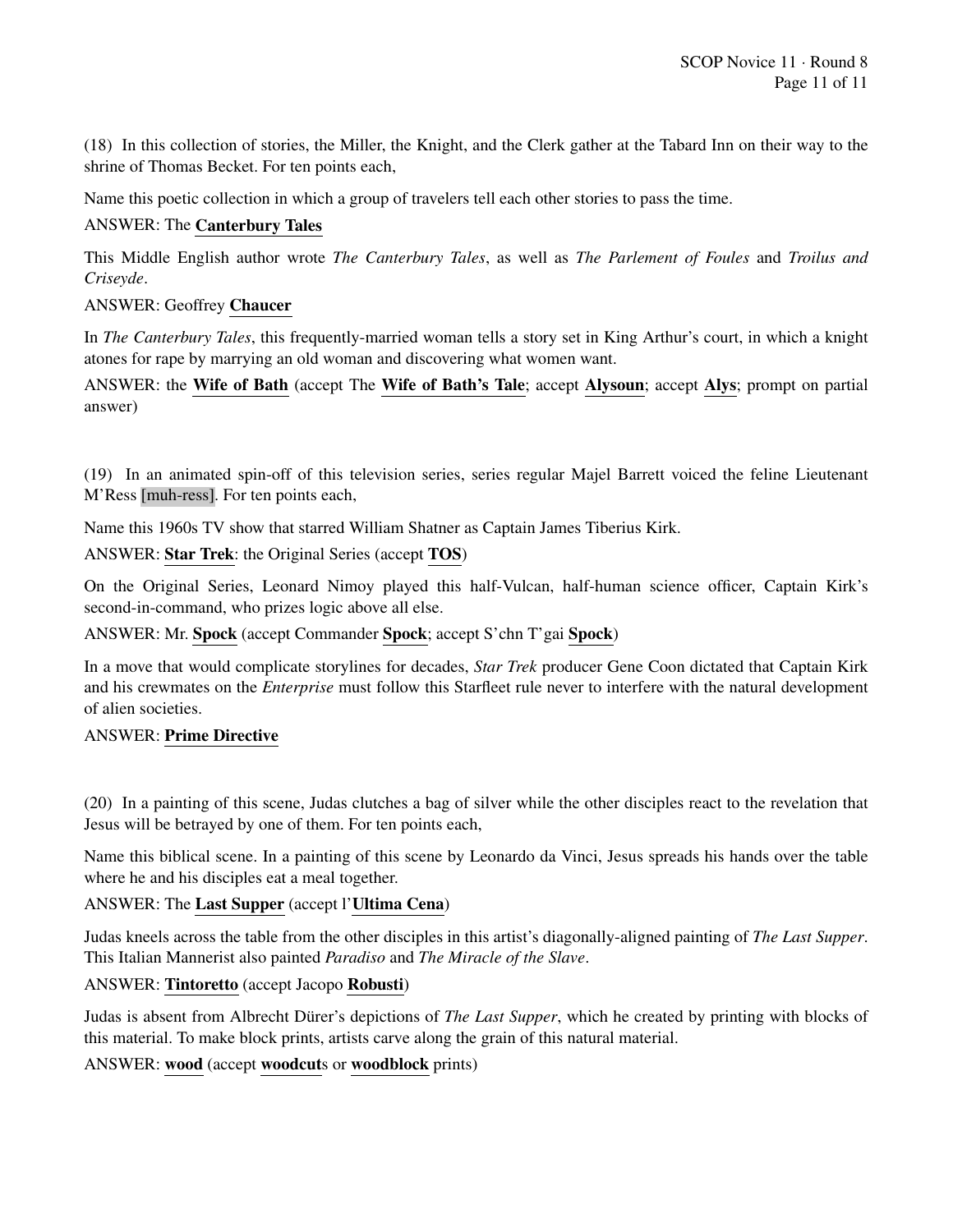(18) In this collection of stories, the Miller, the Knight, and the Clerk gather at the Tabard Inn on their way to the shrine of Thomas Becket. For ten points each,

Name this poetic collection in which a group of travelers tell each other stories to pass the time.

ANSWER: The **Canterbury Tales**

This Middle English author wrote *The Canterbury Tales*, as well as *The Parlement of Foules* and *Troilus and Criseyde*.

ANSWER: Geoffrey **Chaucer**

In *The Canterbury Tales*, this frequently-married woman tells a story set in King Arthur's court, in which a knight atones for rape by marrying an old woman and discovering what women want.

ANSWER: the **Wife of Bath** (accept The **Wife of Bath's Tale**; accept **Alysoun**; accept **Alys**; prompt on partial answer)

(19) In an animated spin-off of this television series, series regular Majel Barrett voiced the feline Lieutenant M'Ress [muh-ress]. For ten points each,

Name this 1960s TV show that starred William Shatner as Captain James Tiberius Kirk.

ANSWER: **Star Trek**: the Original Series (accept **TOS**)

On the Original Series, Leonard Nimoy played this half-Vulcan, half-human science officer, Captain Kirk's second-in-command, who prizes logic above all else.

ANSWER: Mr. **Spock** (accept Commander **Spock**; accept S'chn T'gai **Spock**)

In a move that would complicate storylines for decades, *Star Trek* producer Gene Coon dictated that Captain Kirk and his crewmates on the *Enterprise* must follow this Starfleet rule never to interfere with the natural development of alien societies.

ANSWER: **Prime Directive**

(20) In a painting of this scene, Judas clutches a bag of silver while the other disciples react to the revelation that Jesus will be betrayed by one of them. For ten points each,

Name this biblical scene. In a painting of this scene by Leonardo da Vinci, Jesus spreads his hands over the table where he and his disciples eat a meal together.

ANSWER: The **Last Supper** (accept l'**Ultima Cena**)

Judas kneels across the table from the other disciples in this artist's diagonally-aligned painting of *The Last Supper*. This Italian Mannerist also painted *Paradiso* and *The Miracle of the Slave*.

ANSWER: **Tintoretto** (accept Jacopo **Robusti**)

Judas is absent from Albrecht Dürer's depictions of *The Last Supper*, which he created by printing with blocks of this material. To make block prints, artists carve along the grain of this natural material.

ANSWER: **wood** (accept **woodcut**s or **woodblock** prints)